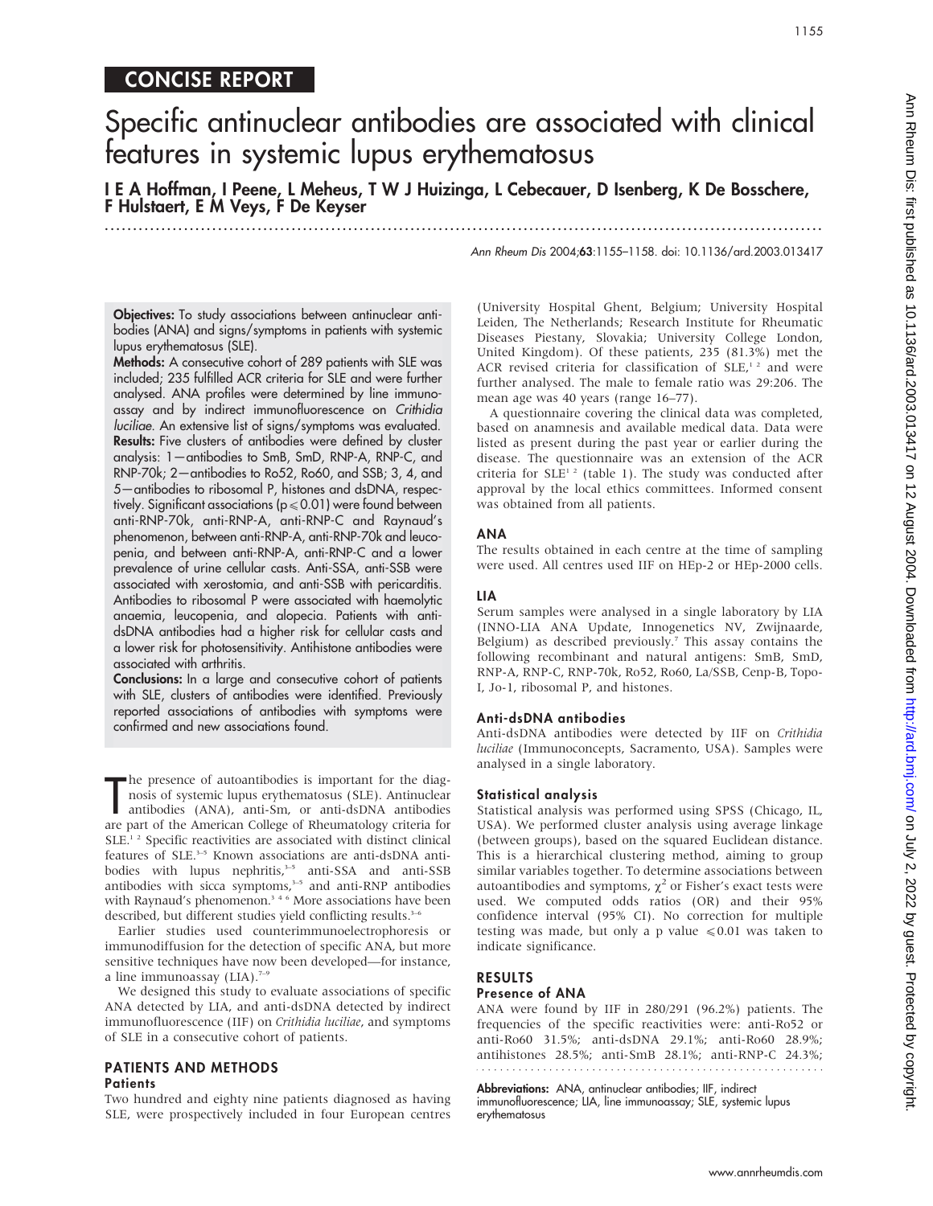CONCISE REPORT

# Specific antinuclear antibodies are associated with clinical features in systemic lupus erythematosus

**I E A Hoffman, I Peene, L Meheus, T W J Huizinga, L Cebecauer, D Isenberg, K De Bosschere, F Hulstaert, E M Veys, F De Keyser**

Ann Rheum Dis 2004;**63**:1155–1158. doi: 10.1136/ard.2003.013417

**Objectives:** To study associations between antinuclear antibodies (ANA) and signs/symptoms in patients with systemic lupus erythematosus (SLE).

**Methods:** A consecutive cohort of 289 patients with SLE was included; 235 fulfilled ACR criteria for SLE and were further analysed. ANA profiles were determined by line immunoassay and by indirect immunofluorescence on *Crithidia luciliae*. An extensive list of signs/symptoms was evaluated.

**Results:** Five clusters of antibodies were defined by cluster analysis: 1—antibodies to SmB, SmD, RNP-A, RNP-C, and RNP-70k; 2—antibodies to Ro52, Ro60, and SSB; 3, 4, and 5—antibodies to ribosomal P, histones and dsDNA, respectively. Significant associations ($p \leqslant 0.01$) were found between anti-RNP-70k, anti-RNP-A, anti-RNP-C and Raynaud's phenomenon, between anti-RNP-A, anti-RNP-70k and leucopenia, and between anti-RNP-A, anti-RNP-C and a lower prevalence of urine cellular casts. Anti-SSA, anti-SSB were associated with xerostomia, and anti-SSB with pericarditis. Antibodies to ribosomal P were associated with haemolytic anaemia, leucopenia, and alopecia. Patients with anti-dsDNA antibodies had a higher risk for cellular casts and a lower risk for photosensitivity. Antihistone antibodies were associated with arthritis.

**Conclusions:** In a large and consecutive cohort of patients with SLE, clusters of antibodies were identified. Previously reported associations of antibodies with symptoms were confirmed and new associations found.

The presence of autoantibodies is important for the diagnosis of systemic lupus erythematosus (SLE). Antinuclear antibodies (ANA), anti-Sm, or anti-dsDNA antibodies are part of the American College of Rheumatology criteria for SLE.[1 2] Specific reactivities are associated with distinct clinical features of SLE.[3–5] Known associations are anti-dsDNA antibodies with lupus nephritis,[3–5] anti-SSA and anti-SSB antibodies with sicca symptoms,[3–5] and anti-RNP antibodies with Raynaud's phenomenon.[3 4 6] More associations have been described, but different studies yield conflicting results.[3–6]

Earlier studies used counterimmunoelectrophoresis or immunodiffusion for the detection of specific ANA, but more sensitive techniques have now been developed—for instance, a line immunoassay (LIA).[7–9]

We designed this study to evaluate associations of specific ANA detected by LIA, and anti-dsDNA detected by indirect immunofluorescence (IIF) on *Crithidia luciliae*, and symptoms of SLE in a consecutive cohort of patients.

## PATIENTS AND METHODS

### Patients

Two hundred and eighty nine patients diagnosed as having SLE, were prospectively included in four European centres (University Hospital Ghent, Belgium; University Hospital Leiden, The Netherlands; Research Institute for Rheumatic Diseases Piestany, Slovakia; University College London, United Kingdom). Of these patients, 235 (81.3%) met the ACR revised criteria for classification of SLE,[1 2] and were further analysed. The male to female ratio was 29:206. The mean age was 40 years (range 16–77).

A questionnaire covering the clinical data was completed, based on anamnesis and available medical data. Data were listed as present during the past year or earlier during the disease. The questionnaire was an extension of the ACR criteria for SLE[1 2] (table 1). The study was conducted after approval by the local ethics committees. Informed consent was obtained from all patients.

### ANA

The results obtained in each centre at the time of sampling were used. All centres used IIF on HEp-2 or HEp-2000 cells.

### LIA

Serum samples were analysed in a single laboratory by LIA (INNO-LIA ANA Update, Innogenetics NV, Zwijnaarde, Belgium) as described previously.[7] This assay contains the following recombinant and natural antigens: SmB, SmD, RNP-A, RNP-C, RNP-70k, Ro52, Ro60, La/SSB, Cenp-B, Topo-I, Jo-1, ribosomal P, and histones.

### Anti-dsDNA antibodies

Anti-dsDNA antibodies were detected by IIF on *Crithidia luciliae* (Immunoconcepts, Sacramento, USA). Samples were analysed in a single laboratory.

### Statistical analysis

Statistical analysis was performed using SPSS (Chicago, IL, USA). We performed cluster analysis using average linkage (between groups), based on the squared Euclidean distance. This is a hierarchical clustering method, aiming to group similar variables together. To determine associations between autoantibodies and symptoms, $\chi^2$ or Fisher's exact tests were used. We computed odds ratios (OR) and their 95% confidence interval (95% CI). No correction for multiple testing was made, but only a p value $\leqslant 0.01$ was taken to indicate significance.

## RESULTS

### Presence of ANA

ANA were found by IIF in 280/291 (96.2%) patients. The frequencies of the specific reactivities were: anti-Ro52 or anti-Ro60 31.5%; anti-dsDNA 29.1%; anti-Ro60 28.9%; antihistones 28.5%; anti-SmB 28.1%; anti-RNP-C 24.3%;

**Abbreviations:** ANA, antinuclear antibodies; IIF, indirect immunofluorescence; LIA, line immunoassay; SLE, systemic lupus erythematosus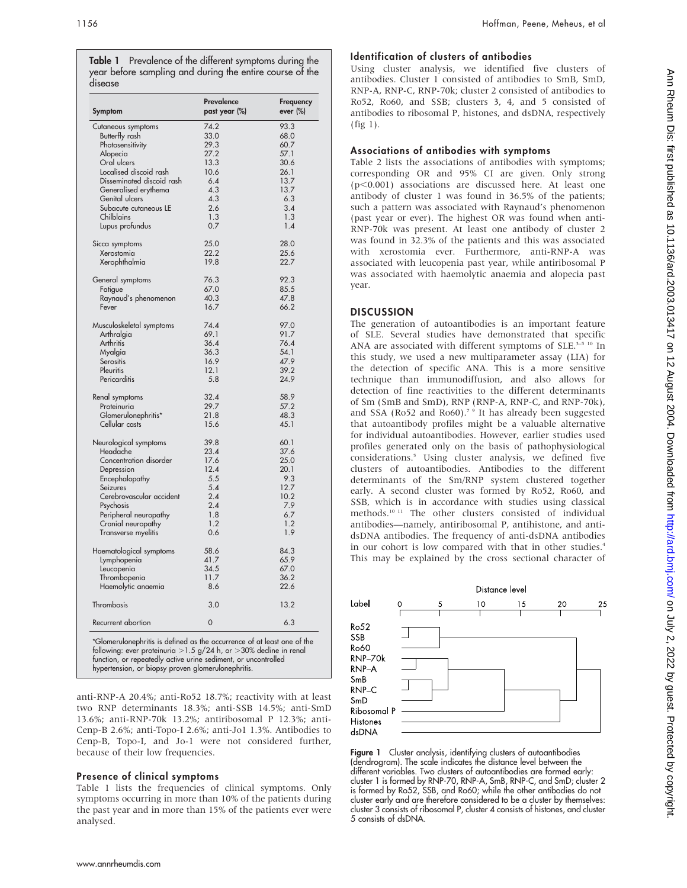**Table 1** Prevalence of the different symptoms during the year before sampling and during the entire course of the disease

| Symptom | Prevalence past year (%) | Frequency ever (%) |
|---|---|---|
| Cutaneous symptoms | 74.2 | 93.3 |
| Butterfly rash | 33.0 | 68.0 |
| Photosensitivity | 29.3 | 60.7 |
| Alopecia | 27.2 | 57.1 |
| Oral ulcers | 13.3 | 30.6 |
| Localised discoid rash | 10.6 | 26.1 |
| Disseminated discoid rash | 6.4 | 13.7 |
| Generalised erythema | 4.3 | 13.7 |
| Genital ulcers | 4.3 | 6.3 |
| Subacute cutaneous LE | 2.6 | 3.4 |
| Chilblains | 1.3 | 1.3 |
| Lupus profundus | 0.7 | 1.4 |
| Sicca symptoms | 25.0 | 28.0 |
| Xerostomia | 22.2 | 25.6 |
| Xerophthalmia | 19.8 | 22.7 |
| General symptoms | 76.3 | 92.3 |
| Fatigue | 67.0 | 85.5 |
| Raynaud's phenomenon | 40.3 | 47.8 |
| Fever | 16.7 | 66.2 |
| Musculoskeletal symptoms | 74.4 | 97.0 |
| Arthralgia | 69.1 | 91.7 |
| Arthritis | 36.4 | 76.4 |
| Myalgia | 36.3 | 54.1 |
| Serositis | 16.9 | 47.9 |
| Pleuritis | 12.1 | 39.2 |
| Pericarditis | 5.8 | 24.9 |
| Renal symptoms | 32.4 | 58.9 |
| Proteinuria | 29.7 | 57.2 |
| Glomerulonephritis* | 21.8 | 48.3 |
| Cellular casts | 15.6 | 45.1 |
| Neurological symptoms | 39.8 | 60.1 |
| Headache | 23.4 | 37.6 |
| Concentration disorder | 17.6 | 25.0 |
| Depression | 12.4 | 20.1 |
| Encephalopathy | 5.5 | 9.3 |
| Seizures | 5.4 | 12.7 |
| Cerebrovascular accident | 2.4 | 10.2 |
| Psychosis | 2.4 | 7.9 |
| Peripheral neuropathy | 1.8 | 6.7 |
| Cranial neuropathy | 1.2 | 1.2 |
| Transverse myelitis | 0.6 | 1.9 |
| Haematological symptoms | 58.6 | 84.3 |
| Lymphopenia | 41.7 | 65.9 |
| Leucopenia | 34.5 | 67.0 |
| Thrombopenia | 11.7 | 36.2 |
| Haemolytic anaemia | 8.6 | 22.6 |
| Thrombosis | 3.0 | 13.2 |
| Recurrent abortion | 0 | 6.3 |

*Glomerulonephritis is defined as the occurrence of at least one of the following: ever proteinuria >1.5 g/24 h, or >30% decline in renal function, or repeatedly active urine sediment, or uncontrolled hypertension, or biopsy proven glomerulonephritis.

anti-RNP-A 20.4%; anti-Ro52 18.7%; reactivity with at least two RNP determinants 18.3%; anti-SSB 14.5%; anti-SmD 13.6%; anti-RNP-70k 13.2%; antiribosomal P 12.3%; anti-Cenp-B 2.6%; anti-Topo-I 2.6%; anti-Jo1 1.3%. Antibodies to Cenp-B, Topo-I, and Jo-1 were not considered further, because of their low frequencies.

### Presence of clinical symptoms

Table 1 lists the frequencies of clinical symptoms. Only symptoms occurring in more than 10% of the patients during the past year and in more than 15% of the patients ever were analysed.

### Identification of clusters of antibodies

Using cluster analysis, we identified five clusters of antibodies. Cluster 1 consisted of antibodies to SmB, SmD, RNP-A, RNP-C, RNP-70k; cluster 2 consisted of antibodies to Ro52, Ro60, and SSB; clusters 3, 4, and 5 consisted of antibodies to ribosomal P, histones, and dsDNA, respectively (fig 1).

### Associations of antibodies with symptoms

Table 2 lists the associations of antibodies with symptoms; corresponding OR and 95% CI are given. Only strong ($p<0.001$) associations are discussed here. At least one antibody of cluster 1 was found in 36.5% of the patients; such a pattern was associated with Raynaud's phenomenon (past year or ever). The highest OR was found when anti-RNP-70k was present. At least one antibody of cluster 2 was found in 32.3% of the patients and this was associated with xerostomia ever. Furthermore, anti-RNP-A was associated with leucopenia past year, while antiribosomal P was associated with haemolytic anaemia and alopecia past year.

## DISCUSSION

The generation of autoantibodies is an important feature of SLE. Several studies have demonstrated that specific ANA are associated with different symptoms of SLE.[3–5 10] In this study, we used a new multiparameter assay (LIA) for the detection of specific ANA. This is a more sensitive technique than immunodiffusion, and also allows for detection of fine reactivities to the different determinants of Sm (SmB and SmD), RNP (RNP-A, RNP-C, and RNP-70k), and SSA (Ro52 and Ro60).[7 9] It has already been suggested that autoantibody profiles might be a valuable alternative for individual autoantibodies. However, earlier studies used profiles generated only on the basis of pathophysiological considerations.[5] Using cluster analysis, we defined five clusters of autoantibodies. Antibodies to the different determinants of the Sm/RNP system clustered together early. A second cluster was formed by Ro52, Ro60, and SSB, which is in accordance with studies using classical methods.[10 11] The other clusters consisted of individual antibodies—namely, antiribosomal P, antihistone, and anti-dsDNA antibodies. The frequency of anti-dsDNA antibodies in our cohort is low compared with that in other studies.[4] This may be explained by the cross sectional character of

**Figure 1** Cluster analysis, identifying clusters of autoantibodies (dendrogram). The scale indicates the distance level between the different variables. Two clusters of autoantibodies are formed early: cluster 1 is formed by RNP-70, RNP-A, SmB, RNP-C, and SmD; cluster 2 is formed by Ro52, SSB, and Ro60; while the other antibodies do not cluster early and are therefore considered to be a cluster by themselves: cluster 3 consists of ribosomal P, cluster 4 consists of histones, and cluster 5 consists of dsDNA.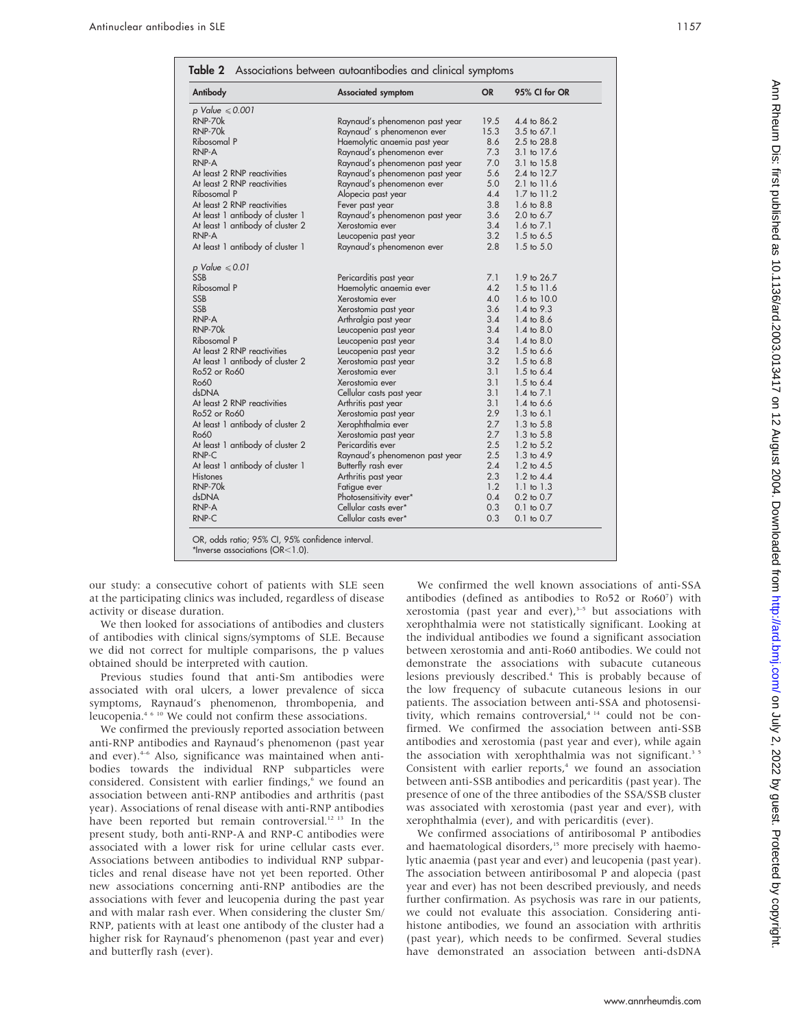**Table 2** Associations between autoantibodies and clinical symptoms

| Antibody | Associated symptom | OR | 95% CI for OR |
|---|---|---|---|
| *p Value ⩽0.001* | | | |
| RNP-70k | Raynaud's phenomenon past year | 19.5 | 4.4 to 86.2 |
| RNP-70k | Raynaud' s phenomenon ever | 15.3 | 3.5 to 67.1 |
| Ribosomal P | Haemolytic anaemia past year | 8.6 | 2.5 to 28.8 |
| RNP-A | Raynaud's phenomenon ever | 7.3 | 3.1 to 17.6 |
| RNP-A | Raynaud's phenomenon past year | 7.0 | 3.1 to 15.8 |
| At least 2 RNP reactivities | Raynaud's phenomenon past year | 5.6 | 2.4 to 12.7 |
| At least 2 RNP reactivities | Raynaud's phenomenon ever | 5.0 | 2.1 to 11.6 |
| Ribosomal P | Alopecia past year | 4.4 | 1.7 to 11.2 |
| At least 2 RNP reactivities | Fever past year | 3.8 | 1.6 to 8.8 |
| At least 1 antibody of cluster 1 | Raynaud's phenomenon past year | 3.6 | 2.0 to 6.7 |
| At least 1 antibody of cluster 2 | Xerostomia ever | 3.4 | 1.6 to 7.1 |
| RNP-A | Leucopenia past year | 3.2 | 1.5 to 6.5 |
| At least 1 antibody of cluster 1 | Raynaud's phenomenon ever | 2.8 | 1.5 to 5.0 |
| *p Value ⩽0.01* | | | |
| SSB | Pericarditis past year | 7.1 | 1.9 to 26.7 |
| Ribosomal P | Haemolytic anaemia ever | 4.2 | 1.5 to 11.6 |
| SSB | Xerostomia ever | 4.0 | 1.6 to 10.0 |
| SSB | Xerostomia past year | 3.6 | 1.4 to 9.3 |
| RNP-A | Arthralgia past year | 3.4 | 1.4 to 8.6 |
| RNP-70k | Leucopenia past year | 3.4 | 1.4 to 8.0 |
| Ribosomal P | Leucopenia past year | 3.4 | 1.4 to 8.0 |
| At least 2 RNP reactivities | Leucopenia past year | 3.2 | 1.5 to 6.6 |
| At least 1 antibody of cluster 2 | Xerostomia past year | 3.2 | 1.5 to 6.8 |
| Ro52 or Ro60 | Xerostomia ever | 3.1 | 1.5 to 6.4 |
| Ro60 | Xerostomia ever | 3.1 | 1.5 to 6.4 |
| dsDNA | Cellular casts past year | 3.1 | 1.4 to 7.1 |
| At least 2 RNP reactivities | Arthritis past year | 3.1 | 1.4 to 6.6 |
| Ro52 or Ro60 | Xerostomia past year | 2.9 | 1.3 to 6.1 |
| At least 1 antibody of cluster 2 | Xerophthalmia ever | 2.7 | 1.3 to 5.8 |
| Ro60 | Xerostomia past year | 2.7 | 1.3 to 5.8 |
| At least 1 antibody of cluster 2 | Pericarditis ever | 2.5 | 1.2 to 5.2 |
| RNP-C | Raynaud's phenomenon past year | 2.5 | 1.3 to 4.9 |
| At least 1 antibody of cluster 1 | Butterfly rash ever | 2.4 | 1.2 to 4.5 |
| Histones | Arthritis past year | 2.3 | 1.2 to 4.4 |
| RNP-70k | Fatigue ever | 1.2 | 1.1 to 1.3 |
| dsDNA | Photosensitivity ever* | 0.4 | 0.2 to 0.7 |
| RNP-A | Cellular casts ever* | 0.3 | 0.1 to 0.7 |
| RNP-C | Cellular casts ever* | 0.3 | 0.1 to 0.7 |

OR, odds ratio; 95% CI, 95% confidence interval.
*Inverse associations (OR<1.0).

our study: a consecutive cohort of patients with SLE seen at the participating clinics was included, regardless of disease activity or disease duration.

We then looked for associations of antibodies and clusters of antibodies with clinical signs/symptoms of SLE. Because we did not correct for multiple comparisons, the p values obtained should be interpreted with caution.

Previous studies found that anti-Sm antibodies were associated with oral ulcers, a lower prevalence of sicca symptoms, Raynaud's phenomenon, thrombopenia, and leucopenia.[4 6 10] We could not confirm these associations.

We confirmed the previously reported association between anti-RNP antibodies and Raynaud's phenomenon (past year and ever).[4–6] Also, significance was maintained when antibodies towards the individual RNP subparticles were considered. Consistent with earlier findings,[6] we found an association between anti-RNP antibodies and arthritis (past year). Associations of renal disease with anti-RNP antibodies have been reported but remain controversial.[12 13] In the present study, both anti-RNP-A and RNP-C antibodies were associated with a lower risk for urine cellular casts ever. Associations between antibodies to individual RNP subparticles and renal disease have not yet been reported. Other new associations concerning anti-RNP antibodies are the associations with fever and leucopenia during the past year and with malar rash ever. When considering the cluster Sm/RNP, patients with at least one antibody of the cluster had a higher risk for Raynaud's phenomenon (past year and ever) and butterfly rash (ever).

We confirmed the well known associations of anti-SSA antibodies (defined as antibodies to Ro52 or Ro60[7]) with xerostomia (past year and ever),[3–5] but associations with xerophthalmia were not statistically significant. Looking at the individual antibodies we found a significant association between xerostomia and anti-Ro60 antibodies. We could not demonstrate the associations with subacute cutaneous lesions previously described.[4] This is probably because of the low frequency of subacute cutaneous lesions in our patients. The association between anti-SSA and photosensitivity, which remains controversial,[4 14] could not be confirmed. We confirmed the association between anti-SSB antibodies and xerostomia (past year and ever), while again the association with xerophthalmia was not significant.[3 5] Consistent with earlier reports,[4] we found an association between anti-SSB antibodies and pericarditis (past year). The presence of one of the three antibodies of the SSA/SSB cluster was associated with xerostomia (past year and ever), with xerophthalmia (ever), and with pericarditis (ever).

We confirmed associations of antiribosomal P antibodies and haematological disorders,[15] more precisely with haemolytic anaemia (past year and ever) and leucopenia (past year). The association between antiribosomal P and alopecia (past year and ever) has not been described previously, and needs further confirmation. As psychosis was rare in our patients, we could not evaluate this association. Considering antihistone antibodies, we found an association with arthritis (past year), which needs to be confirmed. Several studies have demonstrated an association between anti-dsDNA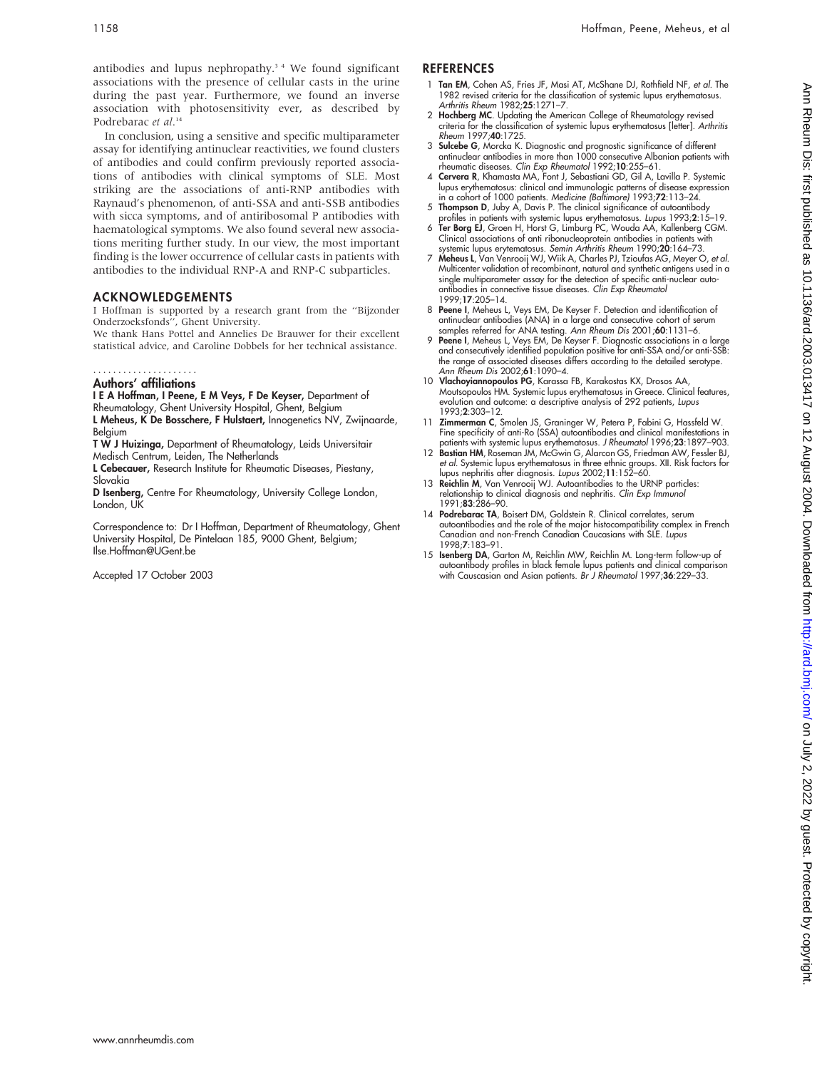antibodies and lupus nephropathy.[3 4] We found significant associations with the presence of cellular casts in the urine during the past year. Furthermore, we found an inverse association with photosensitivity ever, as described by Podrebarac *et al*.[14]

In conclusion, using a sensitive and specific multiparameter assay for identifying antinuclear reactivities, we found clusters of antibodies and could confirm previously reported associations of antibodies with clinical symptoms of SLE. Most striking are the associations of anti-RNP antibodies with Raynaud's phenomenon, of anti-SSA and anti-SSB antibodies with sicca symptoms, and of antiribosomal P antibodies with haematological symptoms. We also found several new associations meriting further study. In our view, the most important finding is the lower occurrence of cellular casts in patients with antibodies to the individual RNP-A and RNP-C subparticles.

## ACKNOWLEDGEMENTS

I Hoffman is supported by a research grant from the "Bijzonder Onderzoeksfonds", Ghent University.

We thank Hans Pottel and Annelies De Brauwer for their excellent statistical advice, and Caroline Dobbels for her technical assistance.

### Authors' affiliations

**I E A Hoffman, I Peene, E M Veys, F De Keyser,** Department of Rheumatology, Ghent University Hospital, Ghent, Belgium

**L Meheus, K De Bosschere, F Hulstaert,** Innogenetics NV, Zwijnaarde, Belgium

**T W J Huizinga,** Department of Rheumatology, Leids Universitair Medisch Centrum, Leiden, The Netherlands

**L Cebecauer,** Research Institute for Rheumatic Diseases, Piestany, Slovakia

**D Isenberg,** Centre For Rheumatology, University College London, London, UK

Correspondence to: Dr I Hoffman, Department of Rheumatology, Ghent University Hospital, De Pintelaan 185, 9000 Ghent, Belgium; Ilse.Hoffman@UGent.be

Accepted 17 October 2003

## REFERENCES

1. **Tan EM**, Cohen AS, Fries JF, Masi AT, McShane DJ, Rothfield NF, *et al*. The 1982 revised criteria for the classification of systemic lupus erythematosus. *Arthritis Rheum* 1982;**25**:1271–7.
2. **Hochberg MC**. Updating the American College of Rheumatology revised criteria for the classification of systemic lupus erythematosus [letter]. *Arthritis Rheum* 1997;**40**:1725.
3. **Sulcebe G**, Morcka K. Diagnostic and prognostic significance of different antinuclear antibodies in more than 1000 consecutive Albanian patients with rheumatic diseases. *Clin Exp Rheumatol* 1992;**10**:255–61.
4. **Cervera R**, Khamasta MA, Font J, Sebastiani GD, Gil A, Lavilla P. Systemic lupus erythematosus: clinical and immunologic patterns of disease expression in a cohort of 1000 patients. *Medicine (Baltimore)* 1993;**72**:113–24.
5. **Thompson D**, Juby A, Davis P. The clinical significance of autoantibody profiles in patients with systemic lupus erythematosus. *Lupus* 1993;**2**:15–19.
6. **Ter Borg EJ**, Groen H, Horst G, Limburg PC, Wouda AA, Kallenberg CGM. Clinical associations of anti ribonucleoprotein antibodies in patients with systemic lupus erytematosus. *Semin Arthritis Rheum* 1990;**20**:164–73.
7. **Meheus L**, Van Venrooij WJ, Wiik A, Charles PJ, Tzioufas AG, Meyer O, *et al*. Multicenter validation of recombinant, natural and synthetic antigens used in a single multiparameter assay for the detection of specific anti-nuclear autoantibodies in connective tissue diseases. *Clin Exp Rheumatol* 1999;**17**:205–14.
8. **Peene I**, Meheus L, Veys EM, De Keyser F. Detection and identification of antinuclear antibodies (ANA) in a large and consecutive cohort of serum samples referred for ANA testing. *Ann Rheum Dis* 2001;**60**:1131–6.
9. **Peene I**, Meheus L, Veys EM, De Keyser F. Diagnostic associations in a large and consecutively identified population positive for anti-SSA and/or anti-SSB: the range of associated diseases differs according to the detailed serotype. *Ann Rheum Dis* 2002;**61**:1090–4.
10. **Vlachoyiannopoulos PG**, Karassa FB, Karakostas KX, Drosos AA, Moutsopoulos HM. Systemic lupus erythematosus in Greece. Clinical features, evolution and outcome: a descriptive analysis of 292 patients, *Lupus* 1993;**2**:303–12.
11. **Zimmerman C**, Smolen JS, Graninger W, Petera P, Fabini G, Hassfeld W. Fine specificity of anti-Ro (SSA) autoantibodies and clinical manifestations in patients with systemic lupus erythematosus. *J Rheumatol* 1996;**23**:1897–903.
12. **Bastian HM**, Roseman JM, McGwin G, Alarcon GS, Friedman AW, Fessler BJ, *et al*. Systemic lupus erythematosus in three ethnic groups. XII. Risk factors for lupus nephritis after diagnosis. *Lupus* 2002;**11**:152–60.
13. **Reichlin M**, Van Venrooij WJ. Autoantibodies to the URNP particles: relationship to clinical diagnosis and nephritis. *Clin Exp Immunol* 1991;**83**:286–90.
14. **Podrebarac TA**, Boisert DM, Goldstein R. Clinical correlates, serum autoantibodies and the role of the major histocompatibility complex in French Canadian and non-French Canadian Caucasians with SLE. *Lupus* 1998;**7**:183–91.
15. **Isenberg DA**, Garton M, Reichlin MW, Reichlin M. Long-term follow-up of autoantibody profiles in black female lupus patients and clinical comparison with Causcasian and Asian patients. *Br J Rheumatol* 1997;**36**:229–33.